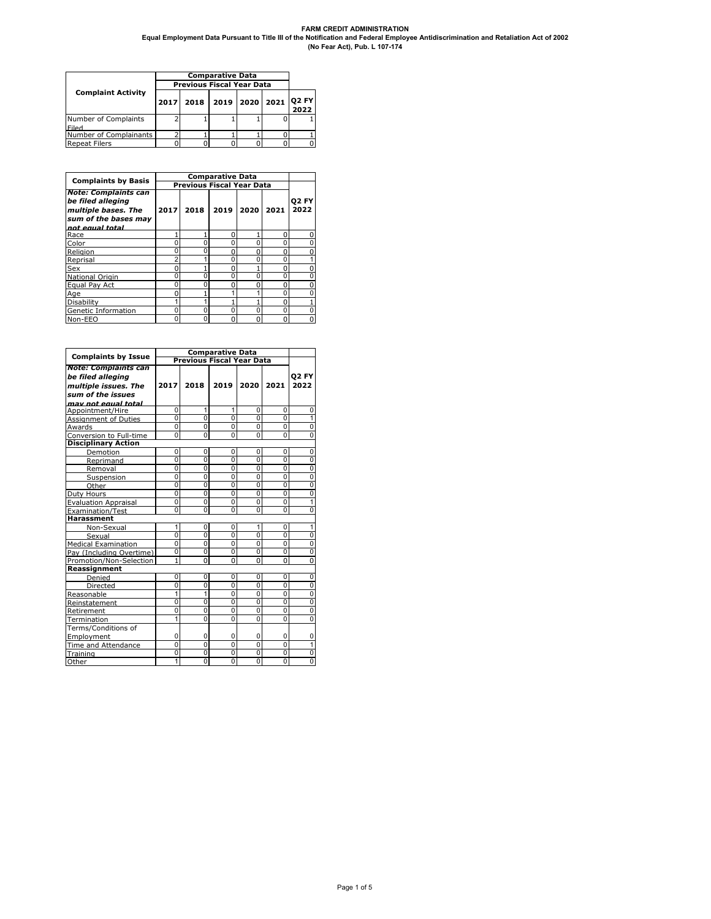# FARM CREDIT ADMINISTRATION

**Equal Employment Data Pursuant to Title III of the Notification and Federal Employee Antidiscrimination and Retaliation Act of 2002 (No Fear Act), Pub. L 107-174**

| Complaint Activity | Comparative Data | | | | | |
|---|---|---|---|---|---|---|
| | Previous Fiscal Year Data | | | | | |
| | 2017 | 2018 | 2019 | 2020 | 2021 | Q2 FY 2022 |
| Number of Complaints Filed | 2 | 1 | 1 | 1 | 0 | 1 |
| Number of Complainants | 2 | 1 | 1 | 1 | 0 | 1 |
| Repeat Filers | 0 | 0 | 0 | 0 | 0 | 0 |

| Complaints by Basis | Comparative Data | | | | | |
|---|---|---|---|---|---|---|
| | Previous Fiscal Year Data | | | | | |
| ***Note: Complaints can be filed alleging multiple bases. The sum of the bases may not equal total*** | 2017 | 2018 | 2019 | 2020 | 2021 | Q2 FY 2022 |
| Race | 1 | 1 | 0 | 1 | 0 | 0 |
| Color | 0 | 0 | 0 | 0 | 0 | 0 |
| Religion | 0 | 0 | 0 | 0 | 0 | 0 |
| Reprisal | 2 | 1 | 0 | 0 | 0 | 1 |
| Sex | 0 | 1 | 0 | 1 | 0 | 0 |
| National Origin | 0 | 0 | 0 | 0 | 0 | 0 |
| Equal Pay Act | 0 | 0 | 0 | 0 | 0 | 0 |
| Age | 0 | 1 | 1 | 1 | 0 | 0 |
| Disability | 1 | 1 | 1 | 1 | 0 | 1 |
| Genetic Information | 0 | 0 | 0 | 0 | 0 | 0 |
| Non-EEO | 0 | 0 | 0 | 0 | 0 | 0 |

| Complaints by Issue | Comparative Data | | | | | |
|---|---|---|---|---|---|---|
| | Previous Fiscal Year Data | | | | | |
| ***Note: Complaints can be filed alleging multiple issues. The sum of the issues may not equal total*** | 2017 | 2018 | 2019 | 2020 | 2021 | Q2 FY 2022 |
| Appointment/Hire | 0 | 1 | 1 | 0 | 0 | 0 |
| Assignment of Duties | 0 | 0 | 0 | 0 | 0 | 1 |
| Awards | 0 | 0 | 0 | 0 | 0 | 0 |
| Conversion to Full-time | 0 | 0 | 0 | 0 | 0 | 0 |
| **Disciplinary Action** | | | | | | |
| Demotion | 0 | 0 | 0 | 0 | 0 | 0 |
| Reprimand | 0 | 0 | 0 | 0 | 0 | 0 |
| Removal | 0 | 0 | 0 | 0 | 0 | 0 |
| Suspension | 0 | 0 | 0 | 0 | 0 | 0 |
| Other | 0 | 0 | 0 | 0 | 0 | 0 |
| Duty Hours | 0 | 0 | 0 | 0 | 0 | 0 |
| Evaluation Appraisal | 0 | 0 | 0 | 0 | 0 | 1 |
| Examination/Test | 0 | 0 | 0 | 0 | 0 | 0 |
| **Harassment** | | | | | | |
| Non-Sexual | 1 | 0 | 0 | 1 | 0 | 1 |
| Sexual | 0 | 0 | 0 | 0 | 0 | 0 |
| Medical Examination | 0 | 0 | 0 | 0 | 0 | 0 |
| Pay (Including Overtime) | 0 | 0 | 0 | 0 | 0 | 0 |
| Promotion/Non-Selection | 1 | 0 | 0 | 0 | 0 | 0 |
| **Reassignment** | | | | | | |
| Denied | 0 | 0 | 0 | 0 | 0 | 0 |
| Directed | 0 | 0 | 0 | 0 | 0 | 0 |
| Reasonable | 1 | 1 | 0 | 0 | 0 | 0 |
| Reinstatement | 0 | 0 | 0 | 0 | 0 | 0 |
| Retirement | 0 | 0 | 0 | 0 | 0 | 0 |
| Termination | 1 | 0 | 0 | 0 | 0 | 0 |
| Terms/Conditions of Employment | 0 | 0 | 0 | 0 | 0 | 0 |
| Time and Attendance | 0 | 0 | 0 | 0 | 0 | 1 |
| Training | 0 | 0 | 0 | 0 | 0 | 0 |
| Other | 1 | 0 | 0 | 0 | 0 | 0 |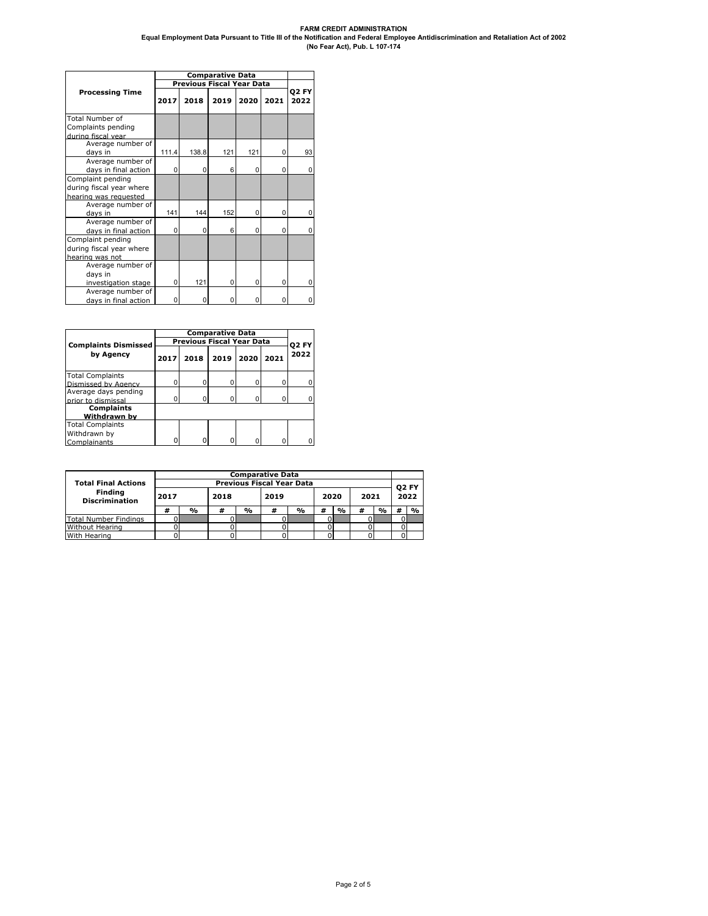**FARM CREDIT ADMINISTRATION**
**Equal Employment Data Pursuant to Title III of the Notification and Federal Employee Antidiscrimination and Retaliation Act of 2002 (No Fear Act), Pub. L 107-174**

| Processing Time | Comparative Data | | | | | |
|---|---|---|---|---|---|---|
| | Previous Fiscal Year Data | | | | | Q2 FY 2022 |
| | 2017 | 2018 | 2019 | 2020 | 2021 | |
| Total Number of Complaints pending during fiscal year | | | | | | |
| Average number of days in | 111.4 | 138.8 | 121 | 121 | 0 | 93 |
| Average number of days in final action | 0 | 0 | 6 | 0 | 0 | 0 |
| Complaint pending during fiscal year where hearing was requested | | | | | | |
| Average number of days in | 141 | 144 | 152 | 0 | 0 | 0 |
| Average number of days in final action | 0 | 0 | 6 | 0 | 0 | 0 |
| Complaint pending during fiscal year where hearing was not | | | | | | |
| Average number of days in investigation stage | 0 | 121 | 0 | 0 | 0 | 0 |
| Average number of days in final action | 0 | 0 | 0 | 0 | 0 | 0 |

| Complaints Dismissed by Agency | Comparative Data | | | | | |
|---|---|---|---|---|---|---|
| | Previous Fiscal Year Data | | | | | Q2 FY 2022 |
| | 2017 | 2018 | 2019 | 2020 | 2021 | |
| Total Complaints Dismissed by Agency | 0 | 0 | 0 | 0 | 0 | 0 |
| Average days pending prior to dismissal | 0 | 0 | 0 | 0 | 0 | 0 |
| **Complaints Withdrawn by** | | | | | | |
| Total Complaints Withdrawn by Complainants | 0 | 0 | 0 | 0 | 0 | 0 |

| Total Final Actions Finding Discrimination | Comparative Data | | | | | | | | | | | |
|---|---|---|---|---|---|---|---|---|---|---|---|---|
| | Previous Fiscal Year Data | | | | | | | | | | Q2 FY 2022 | |
| | 2017 | | 2018 | | 2019 | | 2020 | | 2021 | | | |
| | # | % | # | % | # | % | # | % | # | % | # | % |
| Total Number Findings | 0 | | 0 | | 0 | | 0 | | 0 | | 0 | |
| Without Hearing | 0 | | 0 | | 0 | | 0 | | 0 | | 0 | |
| With Hearing | 0 | | 0 | | 0 | | 0 | | 0 | | 0 | |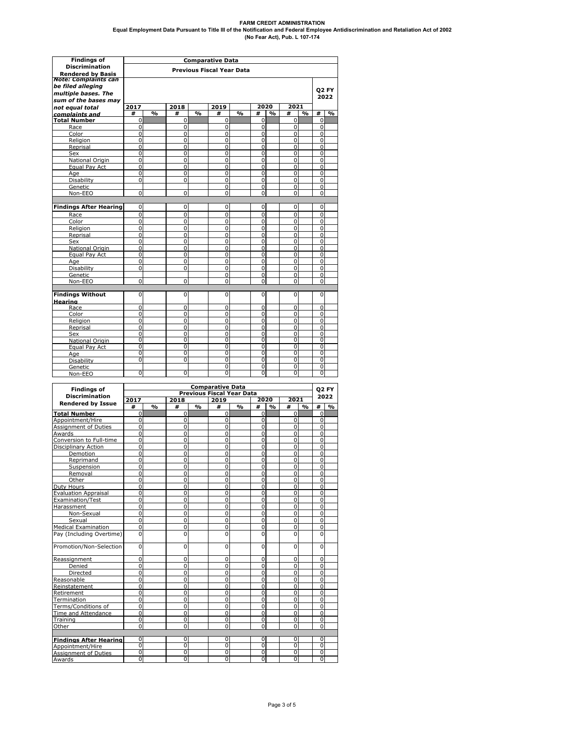**FARM CREDIT ADMINISTRATION**

**Equal Employment Data Pursuant to Title III of the Notification and Federal Employee Antidiscrimination and Retaliation Act of 2002 (No Fear Act), Pub. L 107-174**

| Findings of Discrimination Rendered by Basis | Comparative Data | | | | | | | | | | | |
|---|---|---|---|---|---|---|---|---|---|---|---|---|
| | Previous Fiscal Year Data | | | | | | | | | | Q2 FY 2022 | |
| *Note: Complaints can be filed alleging multiple bases. The sum of the bases may not equal total complaints and* | 2017 | | 2018 | | 2019 | | 2020 | | 2021 | | | |
| | # | % | # | % | # | % | # | % | # | % | # | % |
| **Total Number** | 0 | | 0 | | 0 | | 0 | | 0 | | 0 | |
| Race | 0 | | 0 | | 0 | | 0 | | 0 | | 0 | |
| Color | 0 | | 0 | | 0 | | 0 | | 0 | | 0 | |
| Religion | 0 | | 0 | | 0 | | 0 | | 0 | | 0 | |
| Reprisal | 0 | | 0 | | 0 | | 0 | | 0 | | 0 | |
| Sex | 0 | | 0 | | 0 | | 0 | | 0 | | 0 | |
| National Origin | 0 | | 0 | | 0 | | 0 | | 0 | | 0 | |
| Equal Pay Act | 0 | | 0 | | 0 | | 0 | | 0 | | 0 | |
| Age | 0 | | 0 | | 0 | | 0 | | 0 | | 0 | |
| Disability | 0 | | 0 | | 0 | | 0 | | 0 | | 0 | |
| Genetic | | | | | 0 | | 0 | | 0 | | 0 | |
| Non-EEO | 0 | | 0 | | 0 | | 0 | | 0 | | 0 | |
| | | | | | | | | | | | | |
| **Findings After Hearing** | 0 | | 0 | | 0 | | 0 | | 0 | | 0 | |
| Race | 0 | | 0 | | 0 | | 0 | | 0 | | 0 | |
| Color | 0 | | 0 | | 0 | | 0 | | 0 | | 0 | |
| Religion | 0 | | 0 | | 0 | | 0 | | 0 | | 0 | |
| Reprisal | 0 | | 0 | | 0 | | 0 | | 0 | | 0 | |
| Sex | 0 | | 0 | | 0 | | 0 | | 0 | | 0 | |
| National Origin | 0 | | 0 | | 0 | | 0 | | 0 | | 0 | |
| Equal Pay Act | 0 | | 0 | | 0 | | 0 | | 0 | | 0 | |
| Age | 0 | | 0 | | 0 | | 0 | | 0 | | 0 | |
| Disability | 0 | | 0 | | 0 | | 0 | | 0 | | 0 | |
| Genetic | | | | | 0 | | 0 | | 0 | | 0 | |
| Non-EEO | 0 | | 0 | | 0 | | 0 | | 0 | | 0 | |
| | | | | | | | | | | | | |
| **Findings Without Hearing** | 0 | | 0 | | 0 | | 0 | | 0 | | 0 | |
| Race | 0 | | 0 | | 0 | | 0 | | 0 | | 0 | |
| Color | 0 | | 0 | | 0 | | 0 | | 0 | | 0 | |
| Religion | 0 | | 0 | | 0 | | 0 | | 0 | | 0 | |
| Reprisal | 0 | | 0 | | 0 | | 0 | | 0 | | 0 | |
| Sex | 0 | | 0 | | 0 | | 0 | | 0 | | 0 | |
| National Origin | 0 | | 0 | | 0 | | 0 | | 0 | | 0 | |
| Equal Pay Act | 0 | | 0 | | 0 | | 0 | | 0 | | 0 | |
| Age | 0 | | 0 | | 0 | | 0 | | 0 | | 0 | |
| Disability | 0 | | 0 | | 0 | | 0 | | 0 | | 0 | |
| Genetic | | | | | 0 | | 0 | | 0 | | 0 | |
| Non-EEO | 0 | | 0 | | 0 | | 0 | | 0 | | 0 | |

| Findings of Discrimination Rendered by Issue | Comparative Data | | | | | | | | | | Q2 FY 2022 | |
|---|---|---|---|---|---|---|---|---|---|---|---|---|
| | Previous Fiscal Year Data | | | | | | | | | | | |
| | 2017 | | 2018 | | 2019 | | 2020 | | 2021 | | | |
| | # | % | # | % | # | % | # | % | # | % | # | % |
| **Total Number** | 0 | | 0 | | 0 | | 0 | | 0 | | 0 | |
| Appointment/Hire | 0 | | 0 | | 0 | | 0 | | 0 | | 0 | |
| Assignment of Duties | 0 | | 0 | | 0 | | 0 | | 0 | | 0 | |
| Awards | 0 | | 0 | | 0 | | 0 | | 0 | | 0 | |
| Conversion to Full-time | 0 | | 0 | | 0 | | 0 | | 0 | | 0 | |
| Disciplinary Action | 0 | | 0 | | 0 | | 0 | | 0 | | 0 | |
| Demotion | 0 | | 0 | | 0 | | 0 | | 0 | | 0 | |
| Reprimand | 0 | | 0 | | 0 | | 0 | | 0 | | 0 | |
| Suspension | 0 | | 0 | | 0 | | 0 | | 0 | | 0 | |
| Removal | 0 | | 0 | | 0 | | 0 | | 0 | | 0 | |
| Other | 0 | | 0 | | 0 | | 0 | | 0 | | 0 | |
| Duty Hours | 0 | | 0 | | 0 | | 0 | | 0 | | 0 | |
| Evaluation Appraisal | 0 | | 0 | | 0 | | 0 | | 0 | | 0 | |
| Examination/Test | 0 | | 0 | | 0 | | 0 | | 0 | | 0 | |
| Harassment | 0 | | 0 | | 0 | | 0 | | 0 | | 0 | |
| Non-Sexual | 0 | | 0 | | 0 | | 0 | | 0 | | 0 | |
| Sexual | 0 | | 0 | | 0 | | 0 | | 0 | | 0 | |
| Medical Examination | 0 | | 0 | | 0 | | 0 | | 0 | | 0 | |
| Pay (Including Overtime) | 0 | | 0 | | 0 | | 0 | | 0 | | 0 | |
| Promotion/Non-Selection | 0 | | 0 | | 0 | | 0 | | 0 | | 0 | |
| Reassignment | 0 | | 0 | | 0 | | 0 | | 0 | | 0 | |
| Denied | 0 | | 0 | | 0 | | 0 | | 0 | | 0 | |
| Directed | 0 | | 0 | | 0 | | 0 | | 0 | | 0 | |
| Reasonable | 0 | | 0 | | 0 | | 0 | | 0 | | 0 | |
| Reinstatement | 0 | | 0 | | 0 | | 0 | | 0 | | 0 | |
| Retirement | 0 | | 0 | | 0 | | 0 | | 0 | | 0 | |
| Termination | 0 | | 0 | | 0 | | 0 | | 0 | | 0 | |
| Terms/Conditions of | 0 | | 0 | | 0 | | 0 | | 0 | | 0 | |
| Time and Attendance | 0 | | 0 | | 0 | | 0 | | 0 | | 0 | |
| Training | 0 | | 0 | | 0 | | 0 | | 0 | | 0 | |
| Other | 0 | | 0 | | 0 | | 0 | | 0 | | 0 | |
| | | | | | | | | | | | | |
| **Findings After Hearing** | 0 | | 0 | | 0 | | 0 | | 0 | | 0 | |
| Appointment/Hire | 0 | | 0 | | 0 | | 0 | | 0 | | 0 | |
| Assignment of Duties | 0 | | 0 | | 0 | | 0 | | 0 | | 0 | |
| Awards | 0 | | 0 | | 0 | | 0 | | 0 | | 0 | |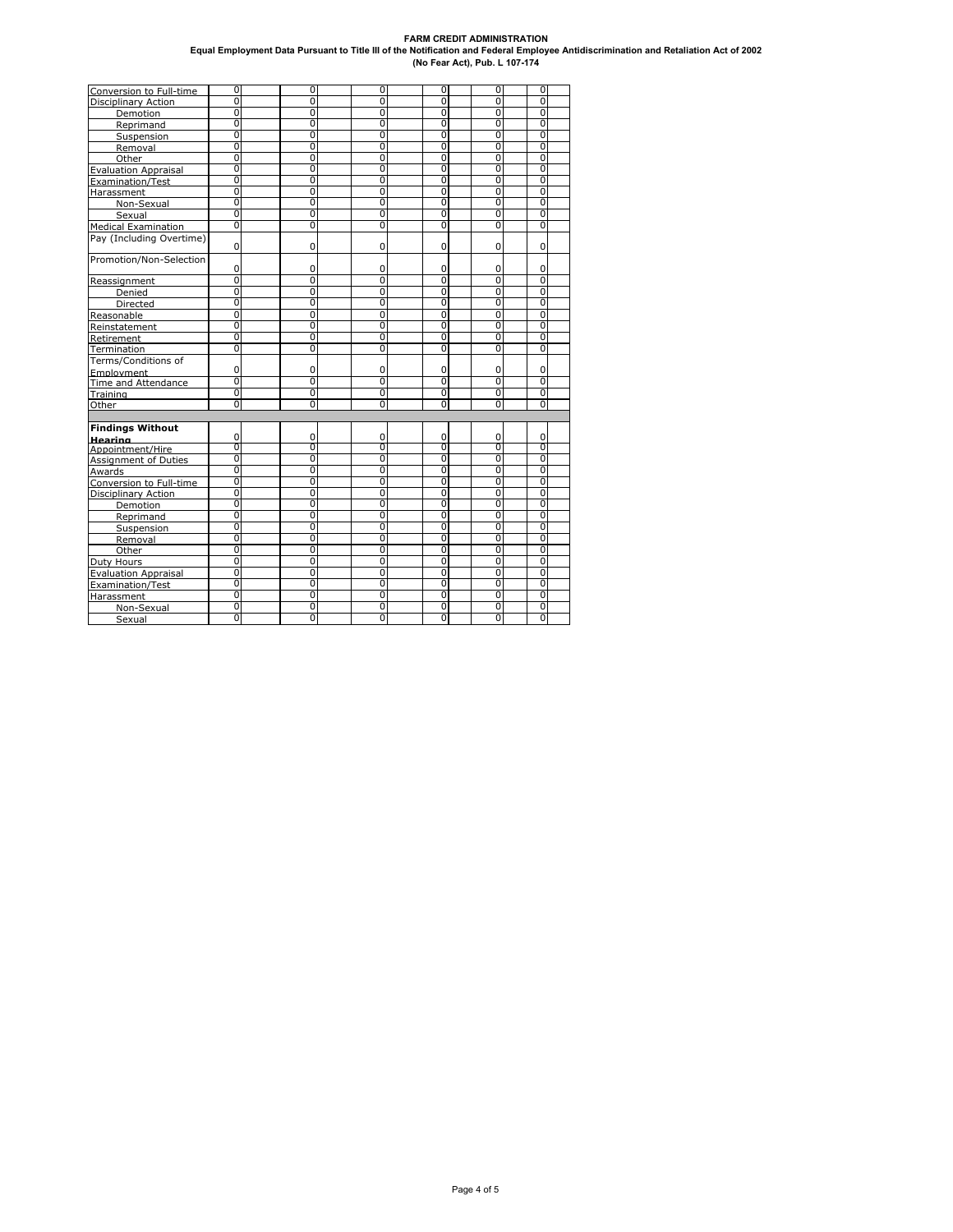**FARM CREDIT ADMINISTRATION**
**Equal Employment Data Pursuant to Title III of the Notification and Federal Employee Antidiscrimination and Retaliation Act of 2002**
**(No Fear Act), Pub. L 107-174**

| | | | | | | | | | | | | |
|---|---|---|---|---|---|---|---|---|---|---|---|---|
| Conversion to Full-time | 0 | | 0 | | 0 | | 0 | | 0 | | 0 | |
| Disciplinary Action | 0 | | 0 | | 0 | | 0 | | 0 | | 0 | |
| Demotion | 0 | | 0 | | 0 | | 0 | | 0 | | 0 | |
| Reprimand | 0 | | 0 | | 0 | | 0 | | 0 | | 0 | |
| Suspension | 0 | | 0 | | 0 | | 0 | | 0 | | 0 | |
| Removal | 0 | | 0 | | 0 | | 0 | | 0 | | 0 | |
| Other | 0 | | 0 | | 0 | | 0 | | 0 | | 0 | |
| Evaluation Appraisal | 0 | | 0 | | 0 | | 0 | | 0 | | 0 | |
| Examination/Test | 0 | | 0 | | 0 | | 0 | | 0 | | 0 | |
| Harassment | 0 | | 0 | | 0 | | 0 | | 0 | | 0 | |
| Non-Sexual | 0 | | 0 | | 0 | | 0 | | 0 | | 0 | |
| Sexual | 0 | | 0 | | 0 | | 0 | | 0 | | 0 | |
| Medical Examination | 0 | | 0 | | 0 | | 0 | | 0 | | 0 | |
| Pay (Including Overtime) | 0 | | 0 | | 0 | | 0 | | 0 | | 0 | |
| Promotion/Non-Selection | 0 | | 0 | | 0 | | 0 | | 0 | | 0 | |
| Reassignment | 0 | | 0 | | 0 | | 0 | | 0 | | 0 | |
| Denied | 0 | | 0 | | 0 | | 0 | | 0 | | 0 | |
| Directed | 0 | | 0 | | 0 | | 0 | | 0 | | 0 | |
| Reasonable | 0 | | 0 | | 0 | | 0 | | 0 | | 0 | |
| Reinstatement | 0 | | 0 | | 0 | | 0 | | 0 | | 0 | |
| Retirement | 0 | | 0 | | 0 | | 0 | | 0 | | 0 | |
| Termination | 0 | | 0 | | 0 | | 0 | | 0 | | 0 | |
| Terms/Conditions of Employment | 0 | | 0 | | 0 | | 0 | | 0 | | 0 | |
| Time and Attendance | 0 | | 0 | | 0 | | 0 | | 0 | | 0 | |
| Training | 0 | | 0 | | 0 | | 0 | | 0 | | 0 | |
| Other | 0 | | 0 | | 0 | | 0 | | 0 | | 0 | |
| | | | | | | | | | | | | |
| **Findings Without Hearing** | 0 | | 0 | | 0 | | 0 | | 0 | | 0 | |
| Appointment/Hire | 0 | | 0 | | 0 | | 0 | | 0 | | 0 | |
| Assignment of Duties | 0 | | 0 | | 0 | | 0 | | 0 | | 0 | |
| Awards | 0 | | 0 | | 0 | | 0 | | 0 | | 0 | |
| Conversion to Full-time | 0 | | 0 | | 0 | | 0 | | 0 | | 0 | |
| Disciplinary Action | 0 | | 0 | | 0 | | 0 | | 0 | | 0 | |
| Demotion | 0 | | 0 | | 0 | | 0 | | 0 | | 0 | |
| Reprimand | 0 | | 0 | | 0 | | 0 | | 0 | | 0 | |
| Suspension | 0 | | 0 | | 0 | | 0 | | 0 | | 0 | |
| Removal | 0 | | 0 | | 0 | | 0 | | 0 | | 0 | |
| Other | 0 | | 0 | | 0 | | 0 | | 0 | | 0 | |
| Duty Hours | 0 | | 0 | | 0 | | 0 | | 0 | | 0 | |
| Evaluation Appraisal | 0 | | 0 | | 0 | | 0 | | 0 | | 0 | |
| Examination/Test | 0 | | 0 | | 0 | | 0 | | 0 | | 0 | |
| Harassment | 0 | | 0 | | 0 | | 0 | | 0 | | 0 | |
| Non-Sexual | 0 | | 0 | | 0 | | 0 | | 0 | | 0 | |
| Sexual | 0 | | 0 | | 0 | | 0 | | 0 | | 0 | |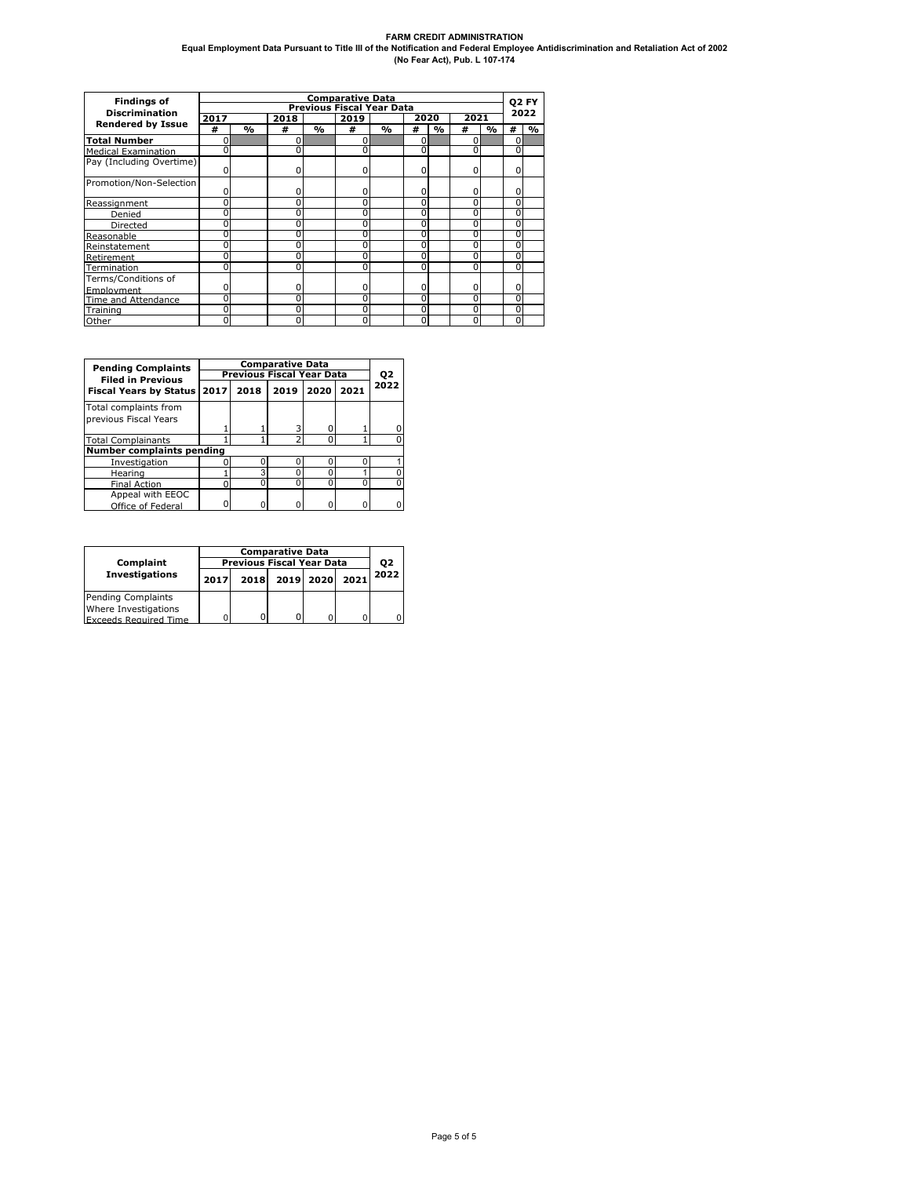**FARM CREDIT ADMINISTRATION**

**Equal Employment Data Pursuant to Title III of the Notification and Federal Employee Antidiscrimination and Retaliation Act of 2002 (No Fear Act), Pub. L 107-174**

| Findings of Discrimination Rendered by Issue | Comparative Data Previous Fiscal Year Data | | | | | | | | | | Q2 FY 2022 | |
|---|---|---|---|---|---|---|---|---|---|---|---|---|
| | 2017 | | 2018 | | 2019 | | 2020 | | 2021 | | | |
| | # | % | # | % | # | % | # | % | # | % | # | % |
| **Total Number** | 0 | | 0 | | 0 | | 0 | | 0 | | 0 | |
| Medical Examination | 0 | | 0 | | 0 | | 0 | | 0 | | 0 | |
| Pay (Including Overtime) | 0 | | 0 | | 0 | | 0 | | 0 | | 0 | |
| Promotion/Non-Selection | 0 | | 0 | | 0 | | 0 | | 0 | | 0 | |
| Reassignment | 0 | | 0 | | 0 | | 0 | | 0 | | 0 | |
| Denied | 0 | | 0 | | 0 | | 0 | | 0 | | 0 | |
| Directed | 0 | | 0 | | 0 | | 0 | | 0 | | 0 | |
| Reasonable | 0 | | 0 | | 0 | | 0 | | 0 | | 0 | |
| Reinstatement | 0 | | 0 | | 0 | | 0 | | 0 | | 0 | |
| Retirement | 0 | | 0 | | 0 | | 0 | | 0 | | 0 | |
| Termination | 0 | | 0 | | 0 | | 0 | | 0 | | 0 | |
| Terms/Conditions of Employment | 0 | | 0 | | 0 | | 0 | | 0 | | 0 | |
| Time and Attendance | 0 | | 0 | | 0 | | 0 | | 0 | | 0 | |
| Training | 0 | | 0 | | 0 | | 0 | | 0 | | 0 | |
| Other | 0 | | 0 | | 0 | | 0 | | 0 | | 0 | |

| Pending Complaints Filed in Previous Fiscal Years by Status | Comparative Data Previous Fiscal Year Data | | | | | Q2 2022 |
|---|---|---|---|---|---|---|
| | 2017 | 2018 | 2019 | 2020 | 2021 | |
| Total complaints from previous Fiscal Years | 1 | 1 | 3 | 0 | 1 | 0 |
| Total Complainants | 1 | 1 | 2 | 0 | 1 | 0 |
| **Number complaints pending** | | | | | | |
| Investigation | 0 | 0 | 0 | 0 | 0 | 1 |
| Hearing | 1 | 3 | 0 | 0 | 1 | 0 |
| Final Action | 0 | 0 | 0 | 0 | 0 | 0 |
| Appeal with EEOC Office of Federal | 0 | 0 | 0 | 0 | 0 | 0 |

| Complaint Investigations | Comparative Data Previous Fiscal Year Data | | | | | Q2 2022 |
|---|---|---|---|---|---|---|
| | 2017 | 2018 | 2019 | 2020 | 2021 | |
| Pending Complaints Where Investigations Exceeds Required Time | 0 | 0 | 0 | 0 | 0 | 0 |